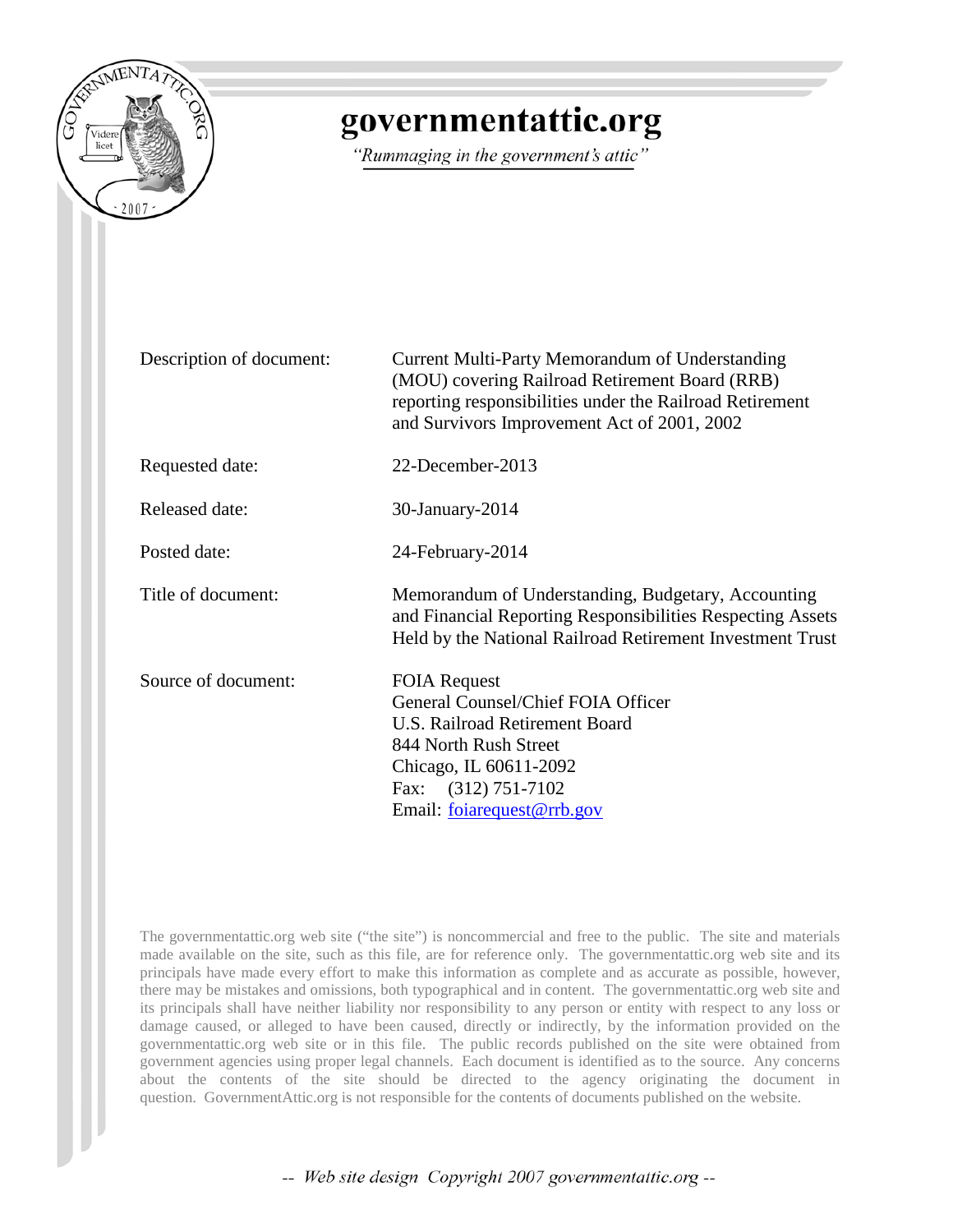# governmentattic.org

*"Rummaging in the government's attic"*

| | |
|---|---|
| Description of document: | Current Multi-Party Memorandum of Understanding (MOU) covering Railroad Retirement Board (RRB) reporting responsibilities under the Railroad Retirement and Survivors Improvement Act of 2001, 2002 |
| Requested date: | 22-December-2013 |
| Released date: | 30-January-2014 |
| Posted date: | 24-February-2014 |
| Title of document: | Memorandum of Understanding, Budgetary, Accounting and Financial Reporting Responsibilities Respecting Assets Held by the National Railroad Retirement Investment Trust |
| Source of document: | FOIA Request<br>General Counsel/Chief FOIA Officer<br>U.S. Railroad Retirement Board<br>844 North Rush Street<br>Chicago, IL 60611-2092<br>Fax: (312) 751-7102<br>Email: foiarequest@rrb.gov |

The governmentattic.org web site ("the site") is noncommercial and free to the public. The site and materials made available on the site, such as this file, are for reference only. The governmentattic.org web site and its principals have made every effort to make this information as complete and as accurate as possible, however, there may be mistakes and omissions, both typographical and in content. The governmentattic.org web site and its principals shall have neither liability nor responsibility to any person or entity with respect to any loss or damage caused, or alleged to have been caused, directly or indirectly, by the information provided on the governmentattic.org web site or in this file. The public records published on the site were obtained from government agencies using proper legal channels. Each document is identified as to the source. Any concerns about the contents of the site should be directed to the agency originating the document in question. GovernmentAttic.org is not responsible for the contents of documents published on the website.

*-- Web site design Copyright 2007 governmentattic.org --*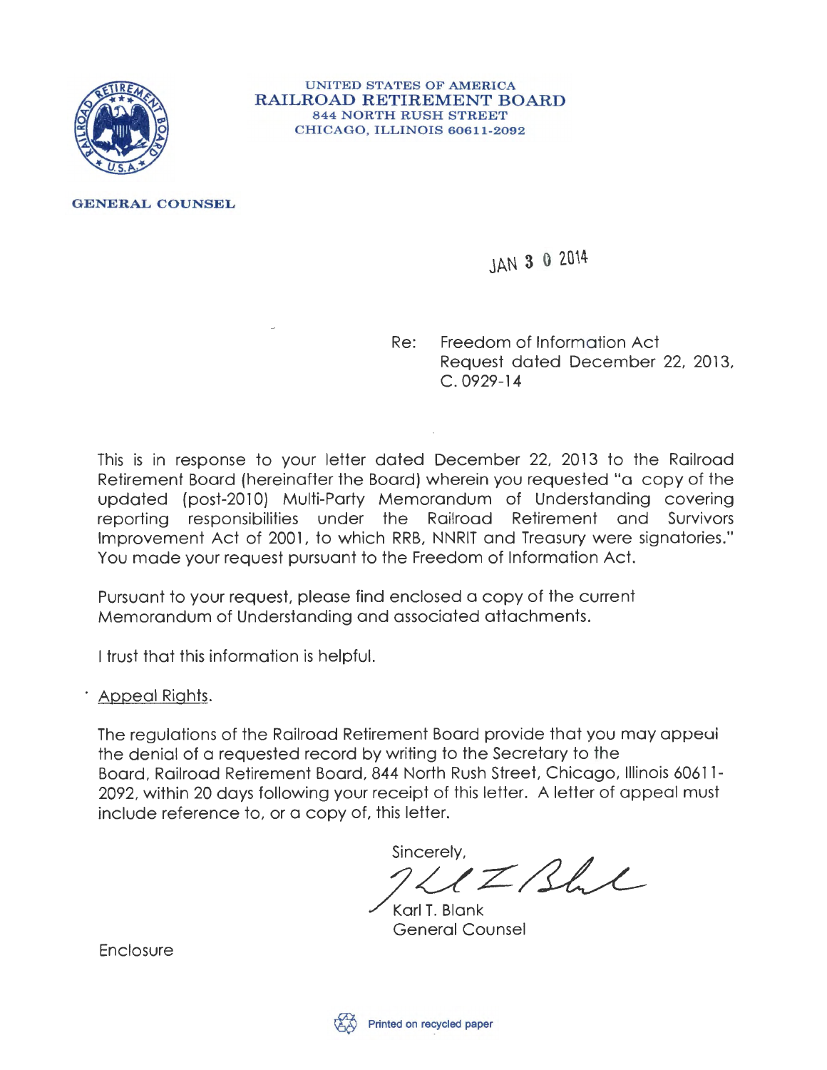UNITED STATES OF AMERICA
**RAILROAD RETIREMENT BOARD**
844 NORTH RUSH STREET
CHICAGO, ILLINOIS 60611-2092

**GENERAL COUNSEL**

JAN 3 0 2014

Re: Freedom of Information Act
Request dated December 22, 2013,
C. 0929-14

This is in response to your letter dated December 22, 2013 to the Railroad Retirement Board (hereinafter the Board) wherein you requested "a copy of the updated (post-2010) Multi-Party Memorandum of Understanding covering reporting responsibilities under the Railroad Retirement and Survivors Improvement Act of 2001, to which RRB, NNRIT and Treasury were signatories." You made your request pursuant to the Freedom of Information Act.

Pursuant to your request, please find enclosed a copy of the current Memorandum of Understanding and associated attachments.

I trust that this information is helpful.

Appeal Rights.

The regulations of the Railroad Retirement Board provide that you may appeal the denial of a requested record by writing to the Secretary to the Board, Railroad Retirement Board, 844 North Rush Street, Chicago, Illinois 60611-2092, within 20 days following your receipt of this letter. A letter of appeal must include reference to, or a copy of, this letter.

Sincerely,

Karl T. Blank
General Counsel

Enclosure

Printed on recycled paper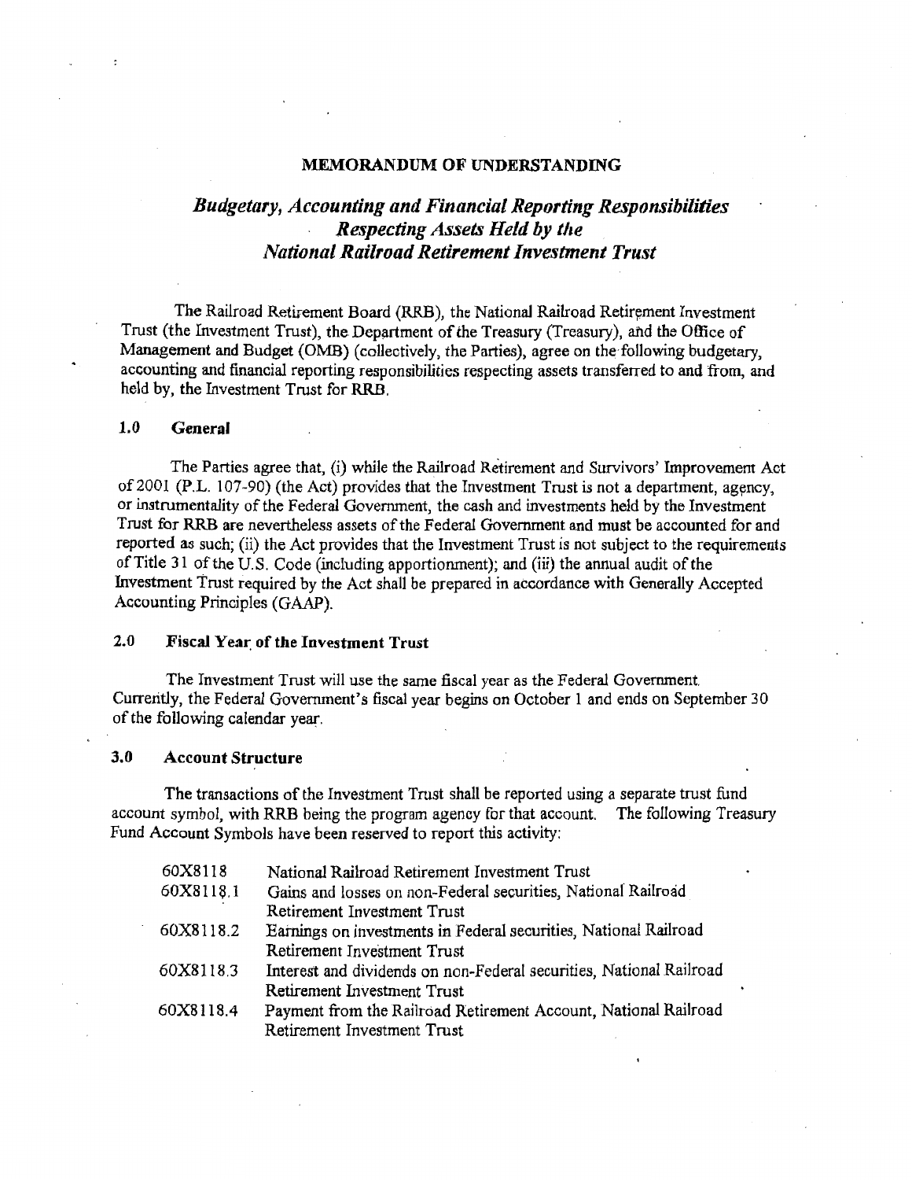# MEMORANDUM OF UNDERSTANDING

## *Budgetary, Accounting and Financial Reporting Responsibilities Respecting Assets Held by the National Railroad Retirement Investment Trust*

The Railroad Retirement Board (RRB), the National Railroad Retirement Investment Trust (the Investment Trust), the Department of the Treasury (Treasury), and the Office of Management and Budget (OMB) (collectively, the Parties), agree on the following budgetary, accounting and financial reporting responsibilities respecting assets transferred to and from, and held by, the Investment Trust for RRB.

### 1.0 General

The Parties agree that, (i) while the Railroad Retirement and Survivors' Improvement Act of 2001 (P.L. 107-90) (the Act) provides that the Investment Trust is not a department, agency, or instrumentality of the Federal Government, the cash and investments held by the Investment Trust for RRB are nevertheless assets of the Federal Government and must be accounted for and reported as such; (ii) the Act provides that the Investment Trust is not subject to the requirements of Title 31 of the U.S. Code (including apportionment); and (iii) the annual audit of the Investment Trust required by the Act shall be prepared in accordance with Generally Accepted Accounting Principles (GAAP).

### 2.0 Fiscal Year of the Investment Trust

The Investment Trust will use the same fiscal year as the Federal Government. Currently, the Federal Government's fiscal year begins on October 1 and ends on September 30 of the following calendar year.

### 3.0 Account Structure

The transactions of the Investment Trust shall be reported using a separate trust fund account symbol, with RRB being the program agency for that account. The following Treasury Fund Account Symbols have been reserved to report this activity:

| | |
|---|---|
| 60X8118 | National Railroad Retirement Investment Trust |
| 60X8118.1 | Gains and losses on non-Federal securities, National Railroad Retirement Investment Trust |
| 60X8118.2 | Earnings on investments in Federal securities, National Railroad Retirement Investment Trust |
| 60X8118.3 | Interest and dividends on non-Federal securities, National Railroad Retirement Investment Trust |
| 60X8118.4 | Payment from the Railroad Retirement Account, National Railroad Retirement Investment Trust |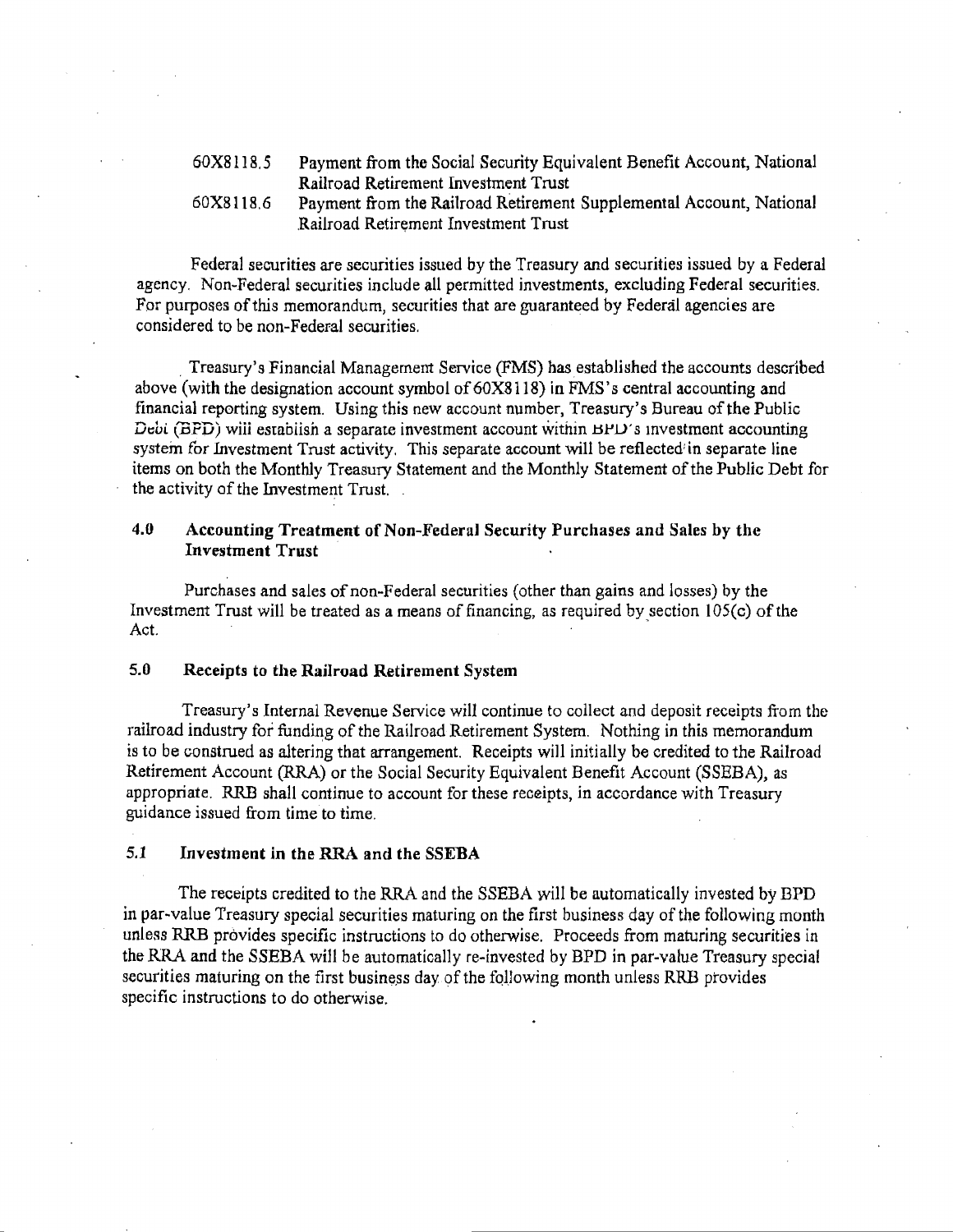60X8118.5 Payment from the Social Security Equivalent Benefit Account, National Railroad Retirement Investment Trust

60X8118.6 Payment from the Railroad Retirement Supplemental Account, National Railroad Retirement Investment Trust

Federal securities are securities issued by the Treasury and securities issued by a Federal agency. Non-Federal securities include all permitted investments, excluding Federal securities. For purposes of this memorandum, securities that are guaranteed by Federal agencies are considered to be non-Federal securities.

Treasury's Financial Management Service (FMS) has established the accounts described above (with the designation account symbol of 60X8118) in FMS's central accounting and financial reporting system. Using this new account number, Treasury's Bureau of the Public Debt (BPD) will establish a separate investment account within BPD's investment accounting system for Investment Trust activity. This separate account will be reflected in separate line items on both the Monthly Treasury Statement and the Monthly Statement of the Public Debt for the activity of the Investment Trust.

## 4.0 Accounting Treatment of Non-Federal Security Purchases and Sales by the Investment Trust

Purchases and sales of non-Federal securities (other than gains and losses) by the Investment Trust will be treated as a means of financing, as required by section 105(c) of the Act.

## 5.0 Receipts to the Railroad Retirement System

Treasury's Internal Revenue Service will continue to collect and deposit receipts from the railroad industry for funding of the Railroad Retirement System. Nothing in this memorandum is to be construed as altering that arrangement. Receipts will initially be credited to the Railroad Retirement Account (RRA) or the Social Security Equivalent Benefit Account (SSEBA), as appropriate. RRB shall continue to account for these receipts, in accordance with Treasury guidance issued from time to time.

## 5.1 Investment in the RRA and the SSEBA

The receipts credited to the RRA and the SSEBA will be automatically invested by BPD in par-value Treasury special securities maturing on the first business day of the following month unless RRB provides specific instructions to do otherwise. Proceeds from maturing securities in the RRA and the SSEBA will be automatically re-invested by BPD in par-value Treasury special securities maturing on the first business day of the following month unless RRB provides specific instructions to do otherwise.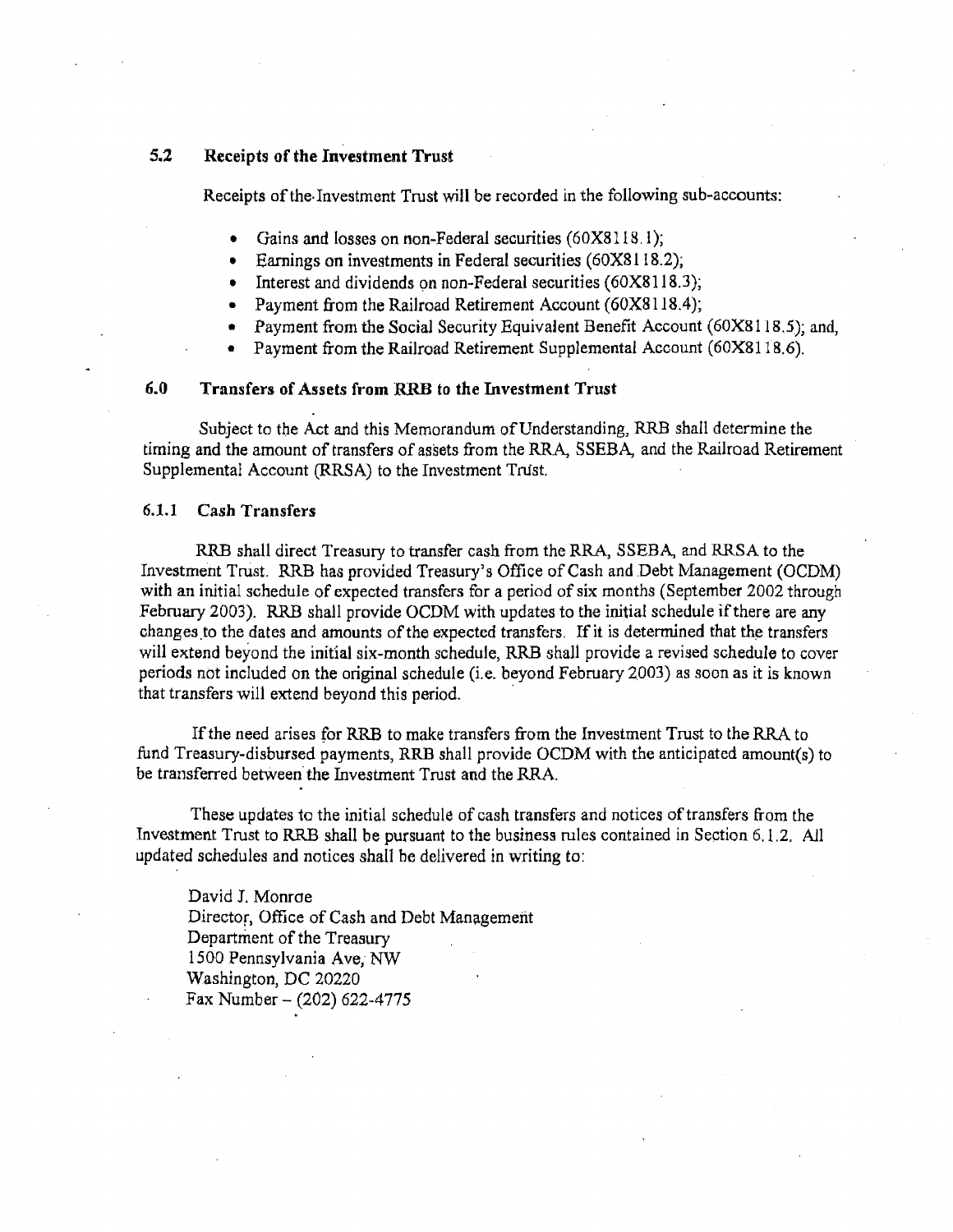### 5.2 Receipts of the Investment Trust

Receipts of the Investment Trust will be recorded in the following sub-accounts:

- Gains and losses on non-Federal securities (60X8118.1);
- Earnings on investments in Federal securities (60X8118.2);
- Interest and dividends on non-Federal securities (60X8118.3);
- Payment from the Railroad Retirement Account (60X8118.4);
- Payment from the Social Security Equivalent Benefit Account (60X8118.5); and,
- Payment from the Railroad Retirement Supplemental Account (60X8118.6).

## 6.0 Transfers of Assets from RRB to the Investment Trust

Subject to the Act and this Memorandum of Understanding, RRB shall determine the timing and the amount of transfers of assets from the RRA, SSEBA, and the Railroad Retirement Supplemental Account (RRSA) to the Investment Trust.

### 6.1.1 Cash Transfers

RRB shall direct Treasury to transfer cash from the RRA, SSEBA, and RRSA to the Investment Trust. RRB has provided Treasury's Office of Cash and Debt Management (OCDM) with an initial schedule of expected transfers for a period of six months (September 2002 through February 2003). RRB shall provide OCDM with updates to the initial schedule if there are any changes to the dates and amounts of the expected transfers. If it is determined that the transfers will extend beyond the initial six-month schedule, RRB shall provide a revised schedule to cover periods not included on the original schedule (i.e. beyond February 2003) as soon as it is known that transfers will extend beyond this period.

If the need arises for RRB to make transfers from the Investment Trust to the RRA to fund Treasury-disbursed payments, RRB shall provide OCDM with the anticipated amount(s) to be transferred between the Investment Trust and the RRA.

These updates to the initial schedule of cash transfers and notices of transfers from the Investment Trust to RRB shall be pursuant to the business rules contained in Section 6.1.2. All updated schedules and notices shall be delivered in writing to:

David J. Monroe
Director, Office of Cash and Debt Management
Department of the Treasury
1500 Pennsylvania Ave, NW
Washington, DC 20220
Fax Number – (202) 622-4775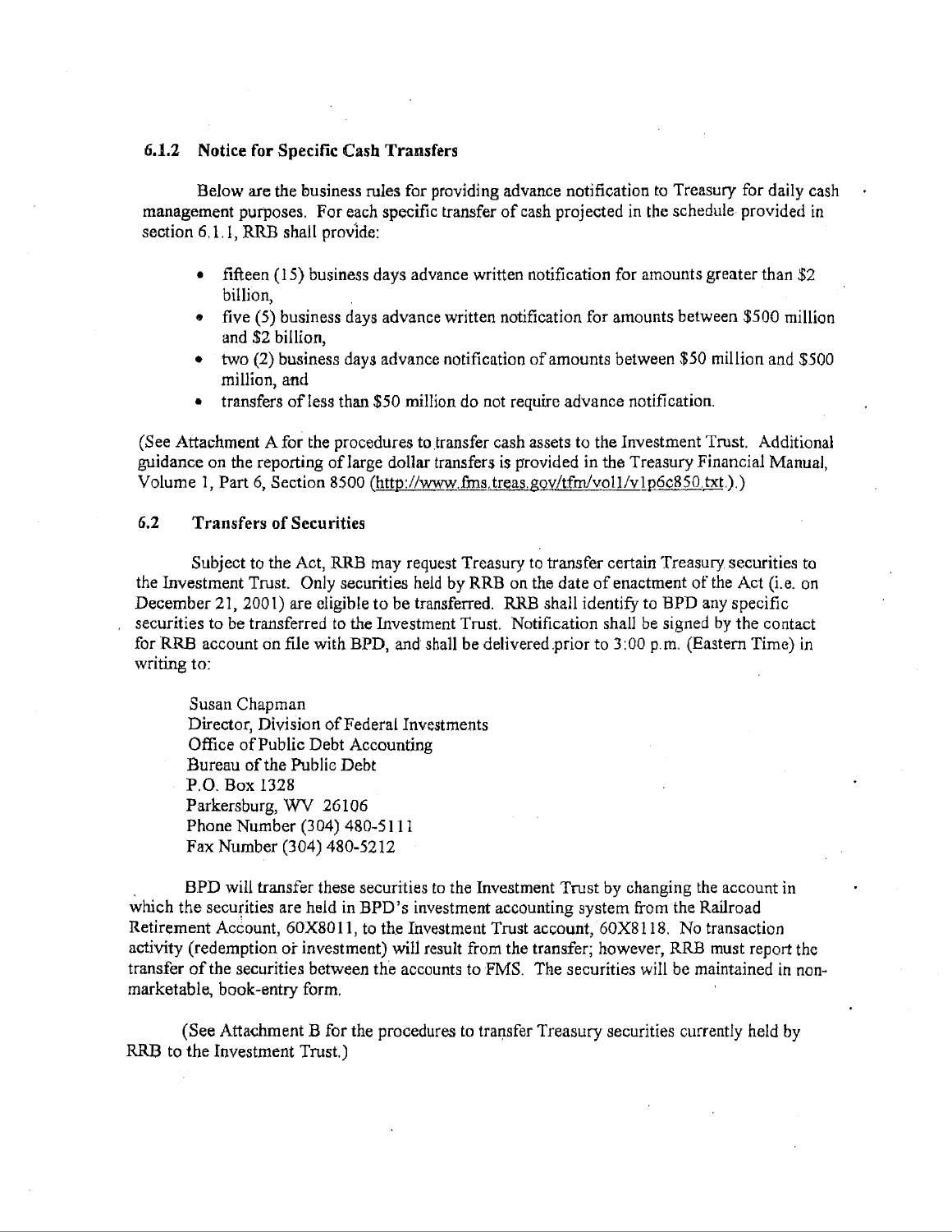### 6.1.2 Notice for Specific Cash Transfers

Below are the business rules for providing advance notification to Treasury for daily cash management purposes. For each specific transfer of cash projected in the schedule provided in section 6.1.1, RRB shall provide:

- fifteen (15) business days advance written notification for amounts greater than $2 billion,
- five (5) business days advance written notification for amounts between $500 million and $2 billion,
- two (2) business days advance notification of amounts between $50 million and $500 million, and
- transfers of less than $50 million do not require advance notification.

(See Attachment A for the procedures to transfer cash assets to the Investment Trust. Additional guidance on the reporting of large dollar transfers is provided in the Treasury Financial Manual, Volume 1, Part 6, Section 8500 (http://www.fms.treas.gov/tfm/vol1/v1p6c850.txt).)

### 6.2 Transfers of Securities

Subject to the Act, RRB may request Treasury to transfer certain Treasury securities to the Investment Trust. Only securities held by RRB on the date of enactment of the Act (i.e. on December 21, 2001) are eligible to be transferred. RRB shall identify to BPD any specific securities to be transferred to the Investment Trust. Notification shall be signed by the contact for RRB account on file with BPD, and shall be delivered prior to 3:00 p.m. (Eastern Time) in writing to:

Susan Chapman
Director, Division of Federal Investments
Office of Public Debt Accounting
Bureau of the Public Debt
P.O. Box 1328
Parkersburg, WV 26106
Phone Number (304) 480-5111
Fax Number (304) 480-5212

BPD will transfer these securities to the Investment Trust by changing the account in which the securities are held in BPD's investment accounting system from the Railroad Retirement Account, 60X8011, to the Investment Trust account, 60X8118. No transaction activity (redemption or investment) will result from the transfer; however, RRB must report the transfer of the securities between the accounts to FMS. The securities will be maintained in non-marketable, book-entry form.

(See Attachment B for the procedures to transfer Treasury securities currently held by RRB to the Investment Trust.)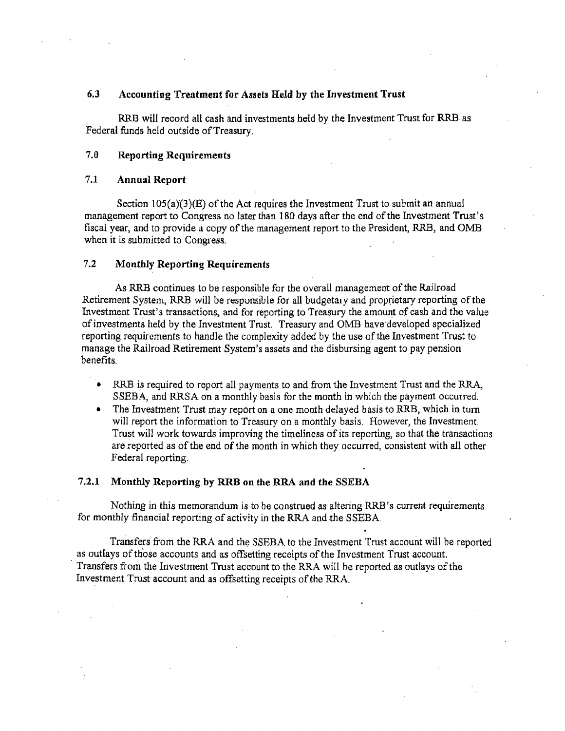### 6.3 Accounting Treatment for Assets Held by the Investment Trust

RRB will record all cash and investments held by the Investment Trust for RRB as Federal funds held outside of Treasury.

## 7.0 Reporting Requirements

### 7.1 Annual Report

Section 105(a)(3)(E) of the Act requires the Investment Trust to submit an annual management report to Congress no later than 180 days after the end of the Investment Trust's fiscal year, and to provide a copy of the management report to the President, RRB, and OMB when it is submitted to Congress.

### 7.2 Monthly Reporting Requirements

As RRB continues to be responsible for the overall management of the Railroad Retirement System, RRB will be responsible for all budgetary and proprietary reporting of the Investment Trust's transactions, and for reporting to Treasury the amount of cash and the value of investments held by the Investment Trust. Treasury and OMB have developed specialized reporting requirements to handle the complexity added by the use of the Investment Trust to manage the Railroad Retirement System's assets and the disbursing agent to pay pension benefits.

- RRB is required to report all payments to and from the Investment Trust and the RRA, SSEBA, and RRSA on a monthly basis for the month in which the payment occurred.
- The Investment Trust may report on a one month delayed basis to RRB, which in turn will report the information to Treasury on a monthly basis. However, the Investment Trust will work towards improving the timeliness of its reporting, so that the transactions are reported as of the end of the month in which they occurred, consistent with all other Federal reporting.

#### 7.2.1 Monthly Reporting by RRB on the RRA and the SSEBA

Nothing in this memorandum is to be construed as altering RRB's current requirements for monthly financial reporting of activity in the RRA and the SSEBA.

Transfers from the RRA and the SSEBA to the Investment Trust account will be reported as outlays of those accounts and as offsetting receipts of the Investment Trust account. Transfers from the Investment Trust account to the RRA will be reported as outlays of the Investment Trust account and as offsetting receipts of the RRA.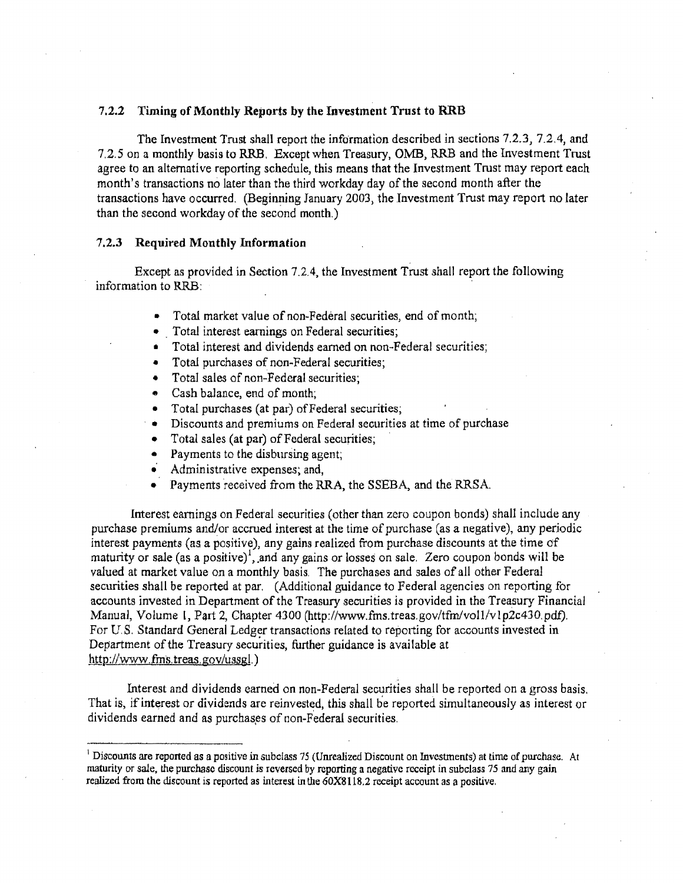### 7.2.2 Timing of Monthly Reports by the Investment Trust to RRB

The Investment Trust shall report the information described in sections 7.2.3, 7.2.4, and 7.2.5 on a monthly basis to RRB. Except when Treasury, OMB, RRB and the Investment Trust agree to an alternative reporting schedule, this means that the Investment Trust may report each month's transactions no later than the third workday day of the second month after the transactions have occurred. (Beginning January 2003, the Investment Trust may report no later than the second workday of the second month.)

### 7.2.3 Required Monthly Information

Except as provided in Section 7.2.4, the Investment Trust shall report the following information to RRB:

- Total market value of non-Federal securities, end of month;
- Total interest earnings on Federal securities;
- Total interest and dividends earned on non-Federal securities;
- Total purchases of non-Federal securities;
- Total sales of non-Federal securities;
- Cash balance, end of month;
- Total purchases (at par) of Federal securities;
- Discounts and premiums on Federal securities at time of purchase
- Total sales (at par) of Federal securities;
- Payments to the disbursing agent;
- Administrative expenses; and,
- Payments received from the RRA, the SSEBA, and the RRSA.

Interest earnings on Federal securities (other than zero coupon bonds) shall include any purchase premiums and/or accrued interest at the time of purchase (as a negative), any periodic interest payments (as a positive), any gains realized from purchase discounts at the time of maturity or sale (as a positive)[1], and any gains or losses on sale. Zero coupon bonds will be valued at market value on a monthly basis. The purchases and sales of all other Federal securities shall be reported at par. (Additional guidance to Federal agencies on reporting for accounts invested in Department of the Treasury securities is provided in the Treasury Financial Manual, Volume I, Part 2, Chapter 4300 (http://www.fms.treas.gov/tfm/vol1/v1p2c430.pdf). For U.S. Standard General Ledger transactions related to reporting for accounts invested in Department of the Treasury securities, further guidance is available at http://www.fms.treas.gov/ussgl.)

Interest and dividends earned on non-Federal securities shall be reported on a gross basis. That is, if interest or dividends are reinvested, this shall be reported simultaneously as interest or dividends earned and as purchases of non-Federal securities.

---

[1] Discounts are reported as a positive in subclass 75 (Unrealized Discount on Investments) at time of purchase. At maturity or sale, the purchase discount is reversed by reporting a negative receipt in subclass 75 and any gain realized from the discount is reported as interest in the 60X8118.2 receipt account as a positive.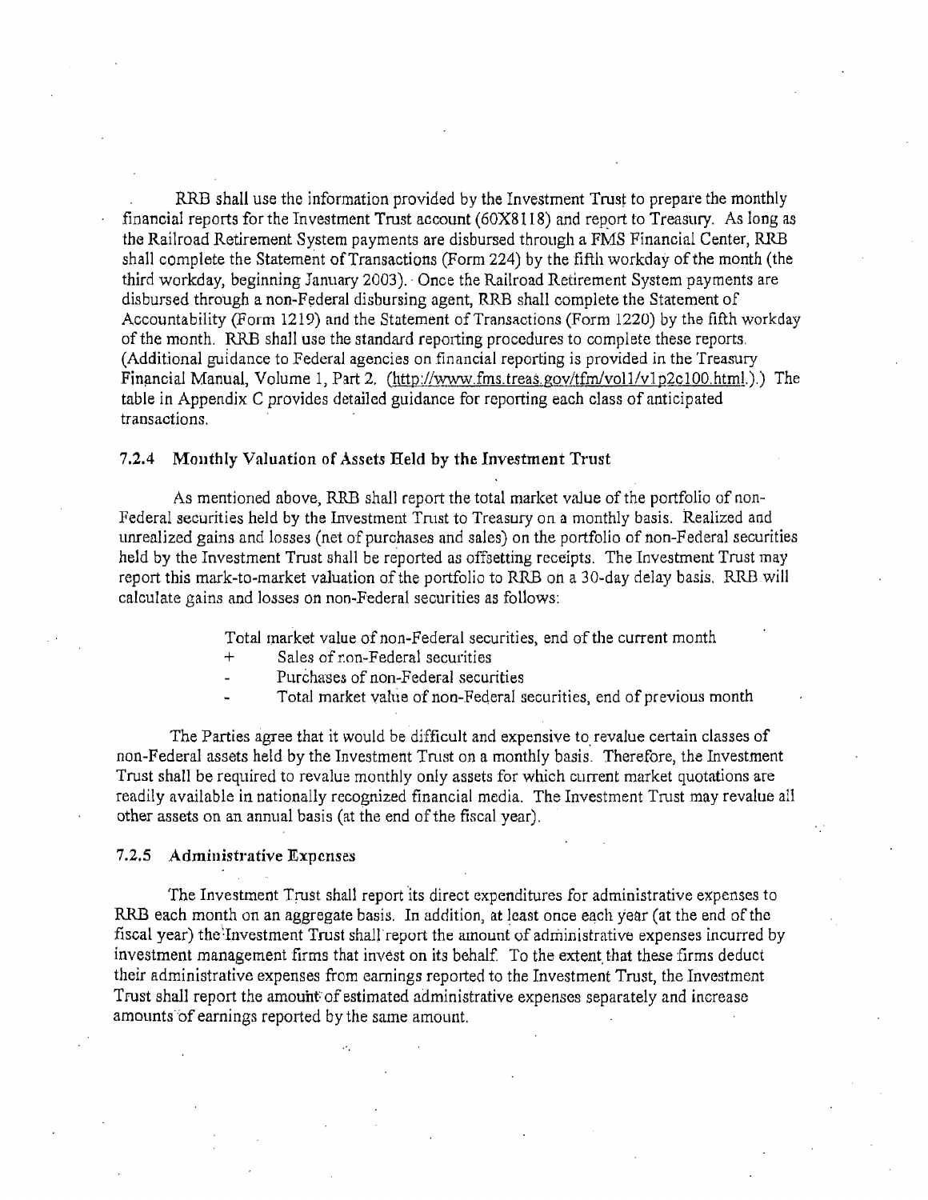RRB shall use the information provided by the Investment Trust to prepare the monthly financial reports for the Investment Trust account (60X8118) and report to Treasury. As long as the Railroad Retirement System payments are disbursed through a FMS Financial Center, RRB shall complete the Statement of Transactions (Form 224) by the fifth workday of the month (the third workday, beginning January 2003). Once the Railroad Retirement System payments are disbursed through a non-Federal disbursing agent, RRB shall complete the Statement of Accountability (Form 1219) and the Statement of Transactions (Form 1220) by the fifth workday of the month. RRB shall use the standard reporting procedures to complete these reports. (Additional guidance to Federal agencies on financial reporting is provided in the Treasury Financial Manual, Volume 1, Part 2. (http://www.fms.treas.gov/tfm/vol1/v1p2c100.html.).) The table in Appendix C provides detailed guidance for reporting each class of anticipated transactions.

#### 7.2.4 Monthly Valuation of Assets Held by the Investment Trust

As mentioned above, RRB shall report the total market value of the portfolio of non-Federal securities held by the Investment Trust to Treasury on a monthly basis. Realized and unrealized gains and losses (net of purchases and sales) on the portfolio of non-Federal securities held by the Investment Trust shall be reported as offsetting receipts. The Investment Trust may report this mark-to-market valuation of the portfolio to RRB on a 30-day delay basis. RRB will calculate gains and losses on non-Federal securities as follows:

Total market value of non-Federal securities, end of the current month
\+ Sales of non-Federal securities
\- Purchases of non-Federal securities
\- Total market value of non-Federal securities, end of previous month

The Parties agree that it would be difficult and expensive to revalue certain classes of non-Federal assets held by the Investment Trust on a monthly basis. Therefore, the Investment Trust shall be required to revalue monthly only assets for which current market quotations are readily available in nationally recognized financial media. The Investment Trust may revalue all other assets on an annual basis (at the end of the fiscal year).

#### 7.2.5 Administrative Expenses

The Investment Trust shall report its direct expenditures for administrative expenses to RRB each month on an aggregate basis. In addition, at least once each year (at the end of the fiscal year) the Investment Trust shall report the amount of administrative expenses incurred by investment management firms that invest on its behalf. To the extent that these firms deduct their administrative expenses from earnings reported to the Investment Trust, the Investment Trust shall report the amount of estimated administrative expenses separately and increase amounts of earnings reported by the same amount.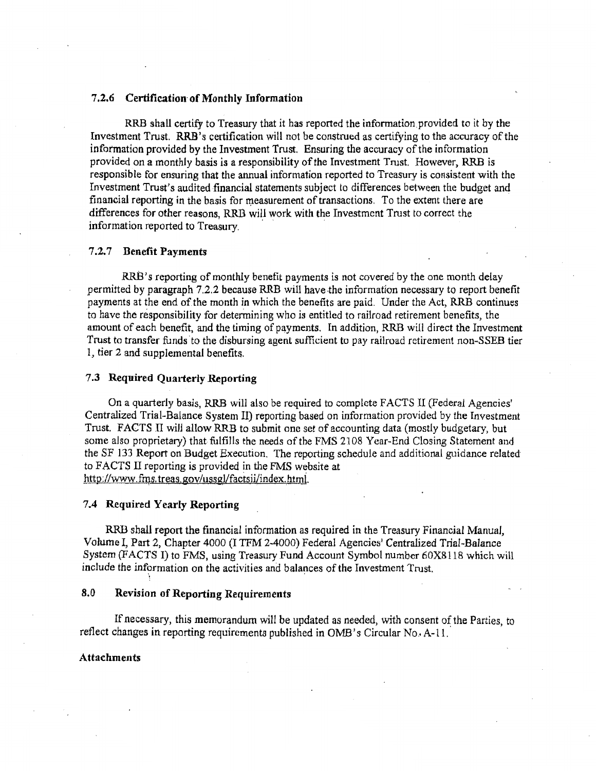### 7.2.6 Certification of Monthly Information

RRB shall certify to Treasury that it has reported the information provided to it by the Investment Trust. RRB's certification will not be construed as certifying to the accuracy of the information provided by the Investment Trust. Ensuring the accuracy of the information provided on a monthly basis is a responsibility of the Investment Trust. However, RRB is responsible for ensuring that the annual information reported to Treasury is consistent with the Investment Trust's audited financial statements subject to differences between the budget and financial reporting in the basis for measurement of transactions. To the extent there are differences for other reasons, RRB will work with the Investment Trust to correct the information reported to Treasury.

### 7.2.7 Benefit Payments

RRB's reporting of monthly benefit payments is not covered by the one month delay permitted by paragraph 7.2.2 because RRB will have the information necessary to report benefit payments at the end of the month in which the benefits are paid. Under the Act, RRB continues to have the responsibility for determining who is entitled to railroad retirement benefits, the amount of each benefit, and the timing of payments. In addition, RRB will direct the Investment Trust to transfer funds to the disbursing agent sufficient to pay railroad retirement non-SSEB tier 1, tier 2 and supplemental benefits.

## 7.3 Required Quarterly Reporting

On a quarterly basis, RRB will also be required to complete FACTS II (Federal Agencies' Centralized Trial-Balance System II) reporting based on information provided by the Investment Trust. FACTS II will allow RRB to submit one set of accounting data (mostly budgetary, but some also proprietary) that fulfills the needs of the FMS 2108 Year-End Closing Statement and the SF 133 Report on Budget Execution. The reporting schedule and additional guidance related to FACTS II reporting is provided in the FMS website at http://www.fms.treas.gov/ussgl/factsii/index.html.

## 7.4 Required Yearly Reporting

RRB shall report the financial information as required in the Treasury Financial Manual, Volume I, Part 2, Chapter 4000 (I TFM 2-4000) Federal Agencies' Centralized Trial-Balance System (FACTS I) to FMS, using Treasury Fund Account Symbol number 60X8118 which will include the information on the activities and balances of the Investment Trust.

## 8.0 Revision of Reporting Requirements

If necessary, this memorandum will be updated as needed, with consent of the Parties, to reflect changes in reporting requirements published in OMB's Circular No. A-11.

**Attachments**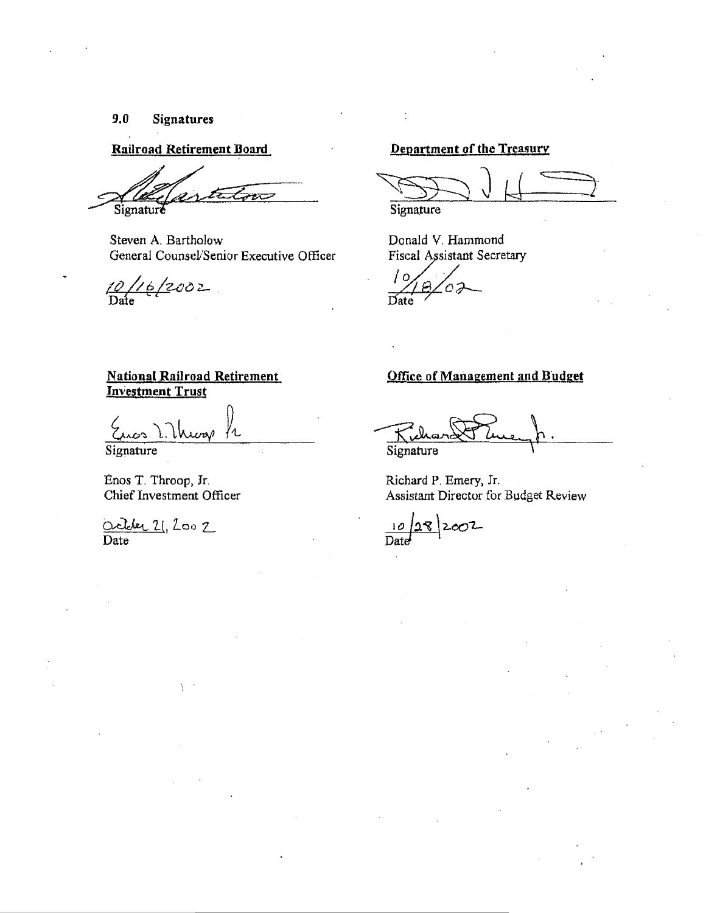## 9.0 Signatures

**Railroad Retirement Board**

Signature

Steven A. Bartholow
General Counsel/Senior Executive Officer

10/16/2002
Date

**Department of the Treasury**

Signature

Donald V. Hammond
Fiscal Assistant Secretary

10/18/02
Date

**National Railroad Retirement Investment Trust**

Signature

Enos T. Throop, Jr.
Chief Investment Officer

October 21, 2002
Date

**Office of Management and Budget**

Signature

Richard P. Emery, Jr.
Assistant Director for Budget Review

10/28/2002
Date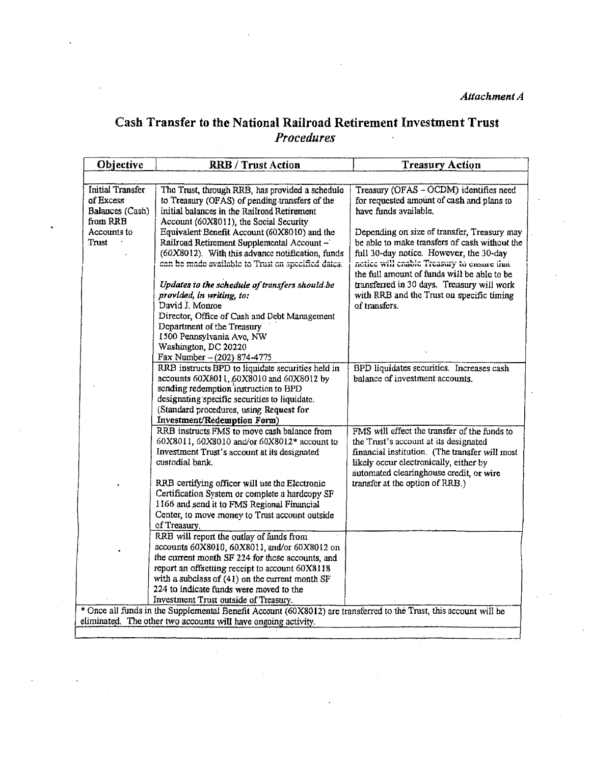*Attachment A*

# Cash Transfer to the National Railroad Retirement Investment Trust

## *Procedures*

| Objective | RRB / Trust Action | Treasury Action |
|---|---|---|
| Initial Transfer of Excess Balances (Cash) from RRB Accounts to Trust | The Trust, through RRB, has provided a schedule to Treasury (OFAS) of pending transfers of the initial balances in the Railroad Retirement Account (60X8011), the Social Security Equivalent Benefit Account (60X8010) and the Railroad Retirement Supplemental Account – (60X8012). With this advance notification, funds can be made available to Trust on specified dates.<br><br>***Updates to the schedule of transfers should be provided, in writing, to:***<br>David J. Monroe<br>Director, Office of Cash and Debt Management<br>Department of the Treasury<br>1500 Pennsylvania Ave, NW<br>Washington, DC 20220<br>Fax Number – (202) 874-4775 | Treasury (OFAS – OCDM) identifies need for requested amount of cash and plans to have funds available.<br><br>Depending on size of transfer, Treasury may be able to make transfers of cash without the full 30-day notice. However, the 30-day notice will enable Treasury to ensure that the full amount of funds will be able to be transferred in 30 days. Treasury will work with RRB and the Trust on specific timing of transfers. |
| | RRB instructs BPD to liquidate securities held in accounts 60X8011, 60X8010 and 60X8012 by sending redemption instruction to BPD designating specific securities to liquidate. (Standard procedures, using **Request for Investment/Redemption Form**) | BPD liquidates securities. Increases cash balance of investment accounts. |
| | RRB instructs FMS to move cash balance from 60X8011, 60X8010 and/or 60X8012* account to Investment Trust's account at its designated custodial bank.<br><br>RRB certifying officer will use the Electronic Certification System or complete a hardcopy SF 1166 and send it to FMS Regional Financial Center, to move money to Trust account outside of Treasury. | FMS will effect the transfer of the funds to the Trust's account at its designated financial institution. (The transfer will most likely occur electronically, either by automated clearinghouse credit, or wire transfer at the option of RRB.) |
| | RRB will report the outlay of funds from accounts 60X8010, 60X8011, and/or 60X8012 on the current month SF 224 for those accounts, and report an offsetting receipt to account 60X8118 with a subclass of (41) on the current month SF 224 to indicate funds were moved to the Investment Trust outside of Treasury. | |

* Once all funds in the Supplemental Benefit Account (60X8012) are transferred to the Trust, this account will be eliminated. The other two accounts will have ongoing activity.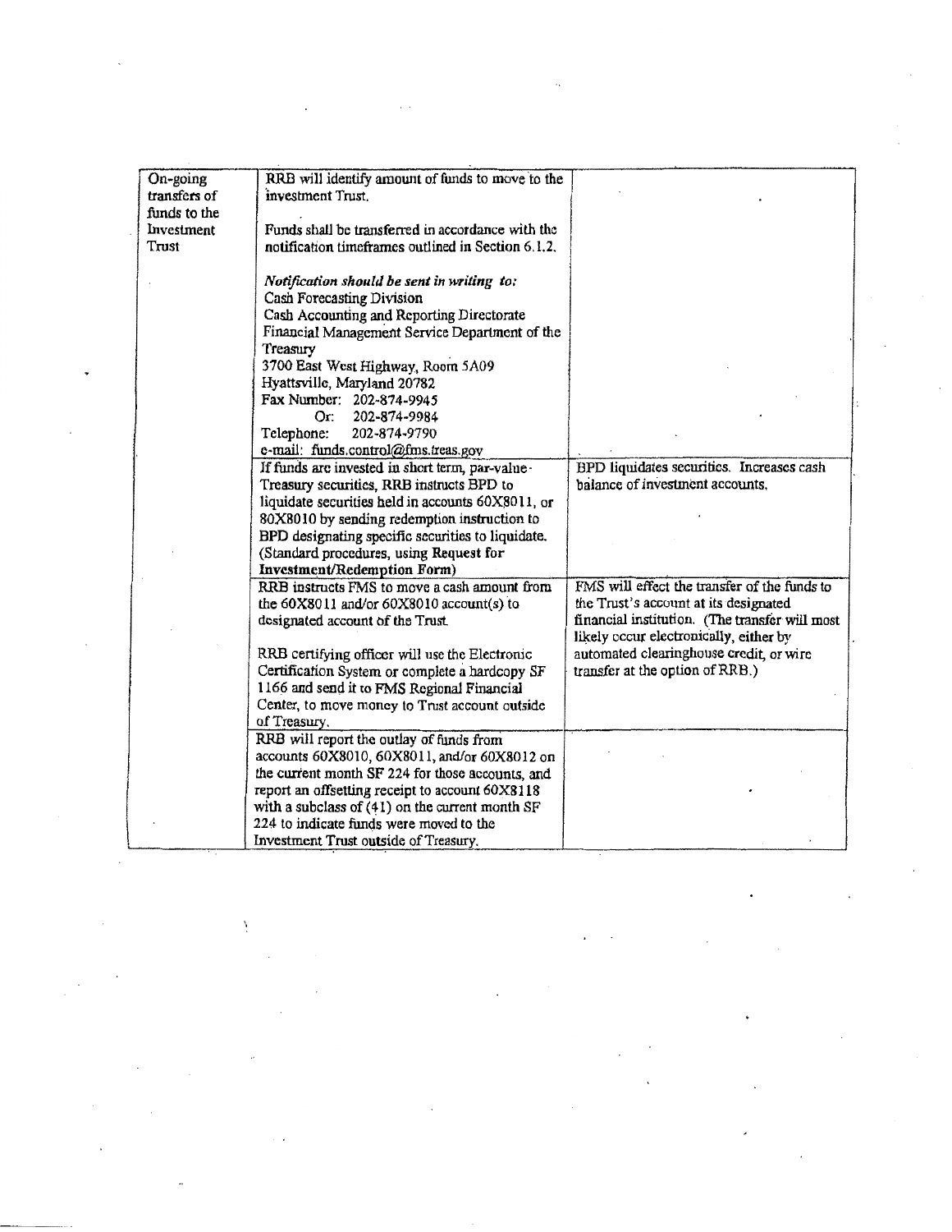| | | |
|---|---|---|
| On-going transfers of funds to the Investment Trust | RRB will identify amount of funds to move to the investment Trust.<br><br>Funds shall be transferred in accordance with the notification timeframes outlined in Section 6.1.2.<br><br>*Notification should be sent in writing to:*<br>Cash Forecasting Division<br>Cash Accounting and Reporting Directorate<br>Financial Management Service Department of the Treasury<br>3700 East West Highway, Room 5A09<br>Hyattsville, Maryland 20782<br>Fax Number: 202-874-9945<br>Or: 202-874-9984<br>Telephone: 202-874-9790<br>e-mail: funds.control@fms.treas.gov | |
| | If funds are invested in short term, par-value Treasury securities, RRB instructs BPD to liquidate securities held in accounts 60X8011, or 80X8010 by sending redemption instruction to BPD designating specific securities to liquidate. (Standard procedures, using **Request for Investment/Redemption Form**) | BPD liquidates securities. Increases cash balance of investment accounts. |
| | RRB instructs FMS to move a cash amount from the 60X8011 and/or 60X8010 account(s) to designated account of the Trust.<br><br>RRB certifying officer will use the Electronic Certification System or complete a hardcopy SF 1166 and send it to FMS Regional Financial Center, to move money to Trust account outside of Treasury. | FMS will effect the transfer of the funds to the Trust's account at its designated financial institution. (The transfer will most likely occur electronically, either by automated clearinghouse credit, or wire transfer at the option of RRB.) |
| | RRB will report the outlay of funds from accounts 60X8010, 60X8011, and/or 60X8012 on the current month SF 224 for those accounts, and report an offsetting receipt to account 60X8118 with a subclass of (41) on the current month SF 224 to indicate funds were moved to the Investment Trust outside of Treasury. | |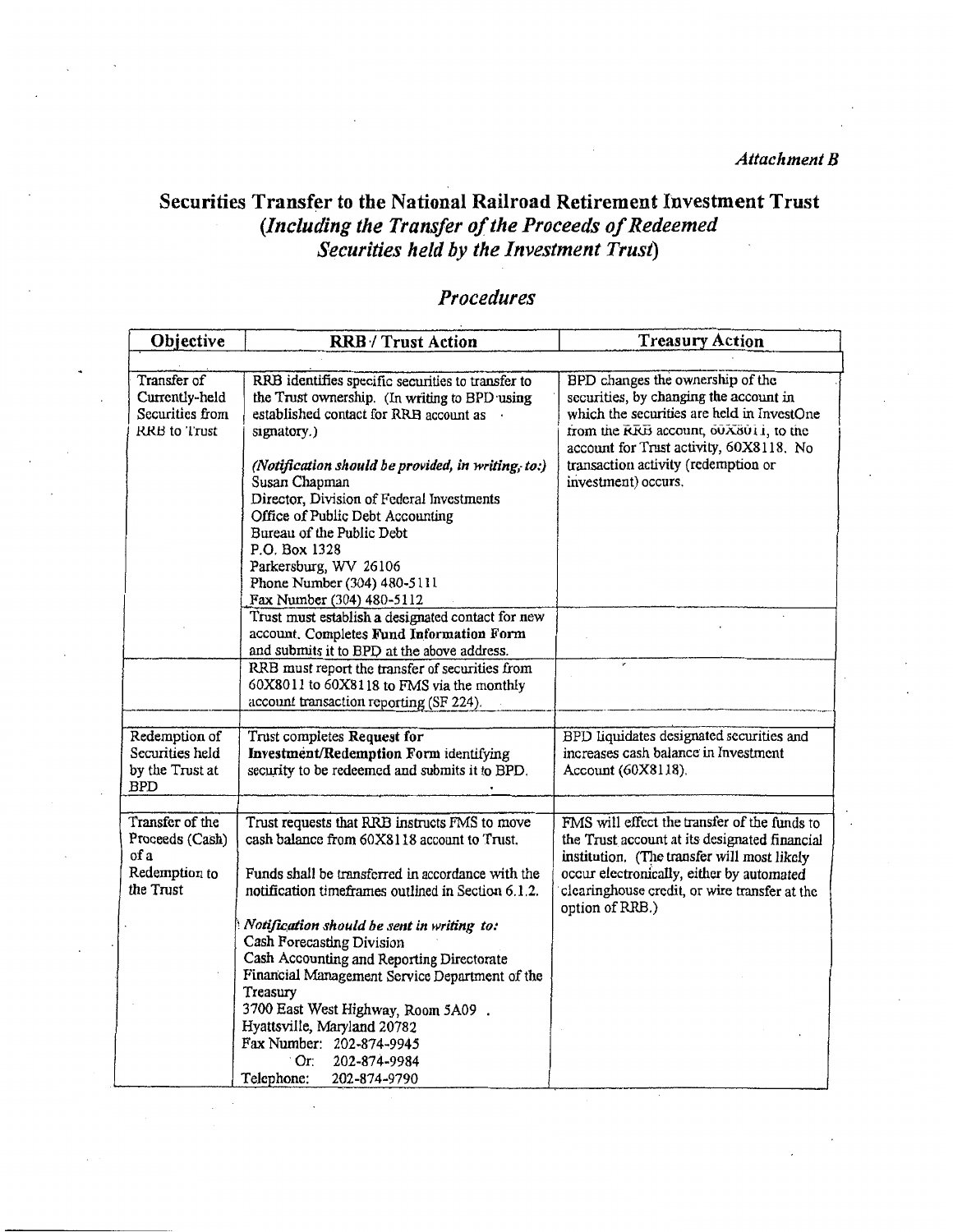*Attachment B*

# Securities Transfer to the National Railroad Retirement Investment Trust
## *(Including the Transfer of the Proceeds of Redeemed Securities held by the Investment Trust)*

## *Procedures*

| Objective | RRB / Trust Action | Treasury Action |
|---|---|---|
| Transfer of Currently-held Securities from RRB to Trust | RRB identifies specific securities to transfer to the Trust ownership. (In writing to BPD using established contact for RRB account as signatory.)<br><br>*(Notification should be provided, in writing, to:)*<br>Susan Chapman<br>Director, Division of Federal Investments<br>Office of Public Debt Accounting<br>Bureau of the Public Debt<br>P.O. Box 1328<br>Parkersburg, WV 26106<br>Phone Number (304) 480-5111<br>Fax Number (304) 480-5112 | BPD changes the ownership of the securities, by changing the account in which the securities are held in InvestOne from the RRB account, 60X8011, to the account for Trust activity, 60X8118. No transaction activity (redemption or investment) occurs. |
| | Trust must establish a designated contact for new account. Completes **Fund Information Form** and submits it to BPD at the above address. | |
| | RRB must report the transfer of securities from 60X8011 to 60X8118 to FMS via the monthly account transaction reporting (SF 224). | |
| Redemption of Securities held by the Trust at BPD | Trust completes **Request for Investment/Redemption Form** identifying security to be redeemed and submits it to BPD. | BPD liquidates designated securities and increases cash balance in Investment Account (60X8118). |
| Transfer of the Proceeds (Cash) of a Redemption to the Trust | Trust requests that RRB instructs FMS to move cash balance from 60X8118 account to Trust.<br><br>Funds shall be transferred in accordance with the notification timeframes outlined in Section 6.1.2.<br><br>*Notification should be sent in writing to:*<br>Cash Forecasting Division<br>Cash Accounting and Reporting Directorate<br>Financial Management Service Department of the Treasury<br>3700 East West Highway, Room 5A09 .<br>Hyattsville, Maryland 20782<br>Fax Number: 202-874-9945<br>Or: 202-874-9984<br>Telephone: 202-874-9790 | FMS will effect the transfer of the funds to the Trust account at its designated financial institution. (The transfer will most likely occur electronically, either by automated clearinghouse credit, or wire transfer at the option of RRB.) |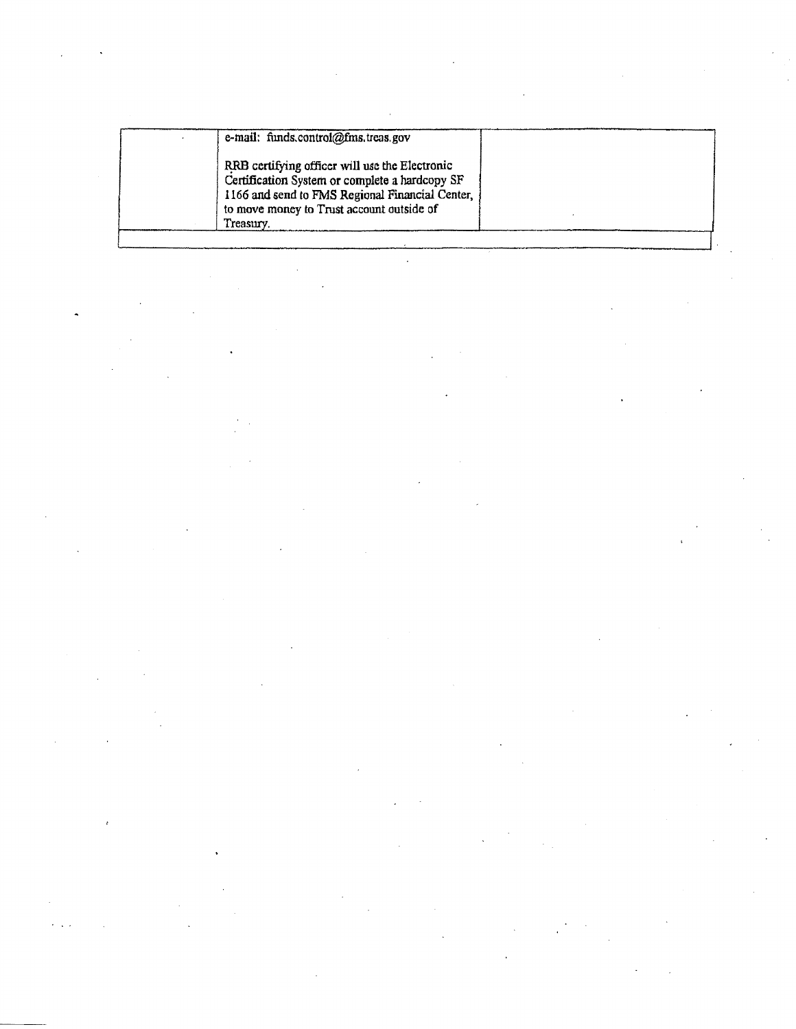| | | |
|---|---|---|
| | e-mail: funds.control@fms.treas.gov<br><br>RRB certifying officer will use the Electronic Certification System or complete a hardcopy SF 1166 and send to FMS Regional Financial Center, to move money to Trust account outside of Treasury. | |
| | | |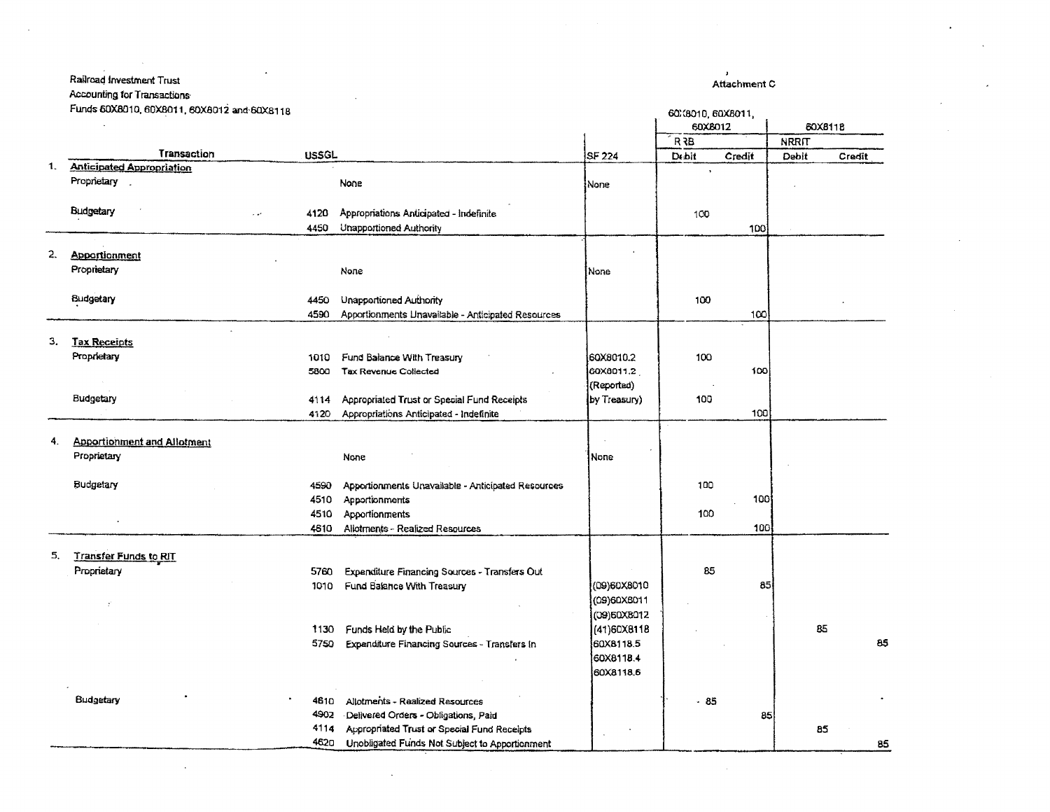Railroad Investment Trust
Accounting for Transactions
Funds 60X8010, 60X8011, 60X8012 and 60X8118

Attachment C

| | Transaction | USSGL | | SF 224 | 60X8010, 60X8011, 60X8012 RRB Debit | Credit | 60X8118 NRRIT Debit | Credit |
|---|---|---|---|---|---|---|---|---|
| 1. | **Anticipated Appropriation** | | | | | | | |
| | Proprietary | | None | None | | | | |
| | Budgetary | 4120 | Appropriations Anticipated - Indefinite | | 100 | | | |
| | | 4450 | Unapportioned Authority | | | 100 | | |
| 2. | **Apportionment** | | | | | | | |
| | Proprietary | | None | None | | | | |
| | Budgetary | 4450 | Unapportioned Authority | | 100 | | | |
| | | 4590 | Apportionments Unavailable - Anticipated Resources | | | 100 | | |
| 3. | **Tax Receipts** | | | | | | | |
| | Proprietary | 1010 | Fund Balance With Treasury | 60X8010.2 | 100 | | | |
| | | 5800 | Tax Revenue Collected | 60X8011.2 | | 100 | | |
| | | | | (Reported) | | | | |
| | Budgetary | 4114 | Appropriated Trust or Special Fund Receipts | by Treasury) | 100 | | | |
| | | 4120 | Appropriations Anticipated - Indefinite | | | 100 | | |
| 4. | **Apportionment and Allotment** | | | | | | | |
| | Proprietary | | None | None | | | | |
| | Budgetary | 4590 | Apportionments Unavailable - Anticipated Resources | | 100 | | | |
| | | 4510 | Apportionments | | | 100 | | |
| | | 4510 | Apportionments | | 100 | | | |
| | | 4610 | Allotments - Realized Resources | | | 100 | | |
| 5. | **Transfer Funds to RIT** | | | | | | | |
| | Proprietary | 5760 | Expenditure Financing Sources - Transfers Out | | 85 | | | |
| | | 1010 | Fund Balance With Treasury | (09)60X8010 | | 85 | | |
| | | | | (09)60X8011 | | | | |
| | | | | (09)60X8012 | | | | |
| | | 1130 | Funds Held by the Public | (41)60X8118 | | | 85 | |
| | | 5750 | Expenditure Financing Sources - Transfers In | 60X8118.5 | | | | 85 |
| | | | | 60X8118.4 | | | | |
| | | | | 60X8118.6 | | | | |
| | Budgetary | 4610 | Allotments - Realized Resources | | 85 | | | |
| | | 4902 | Delivered Orders - Obligations, Paid | | | 85 | | |
| | | 4114 | Appropriated Trust or Special Fund Receipts | | | | 85 | |
| | | 4620 | Unobligated Funds Not Subject to Apportionment | | | | | 85 |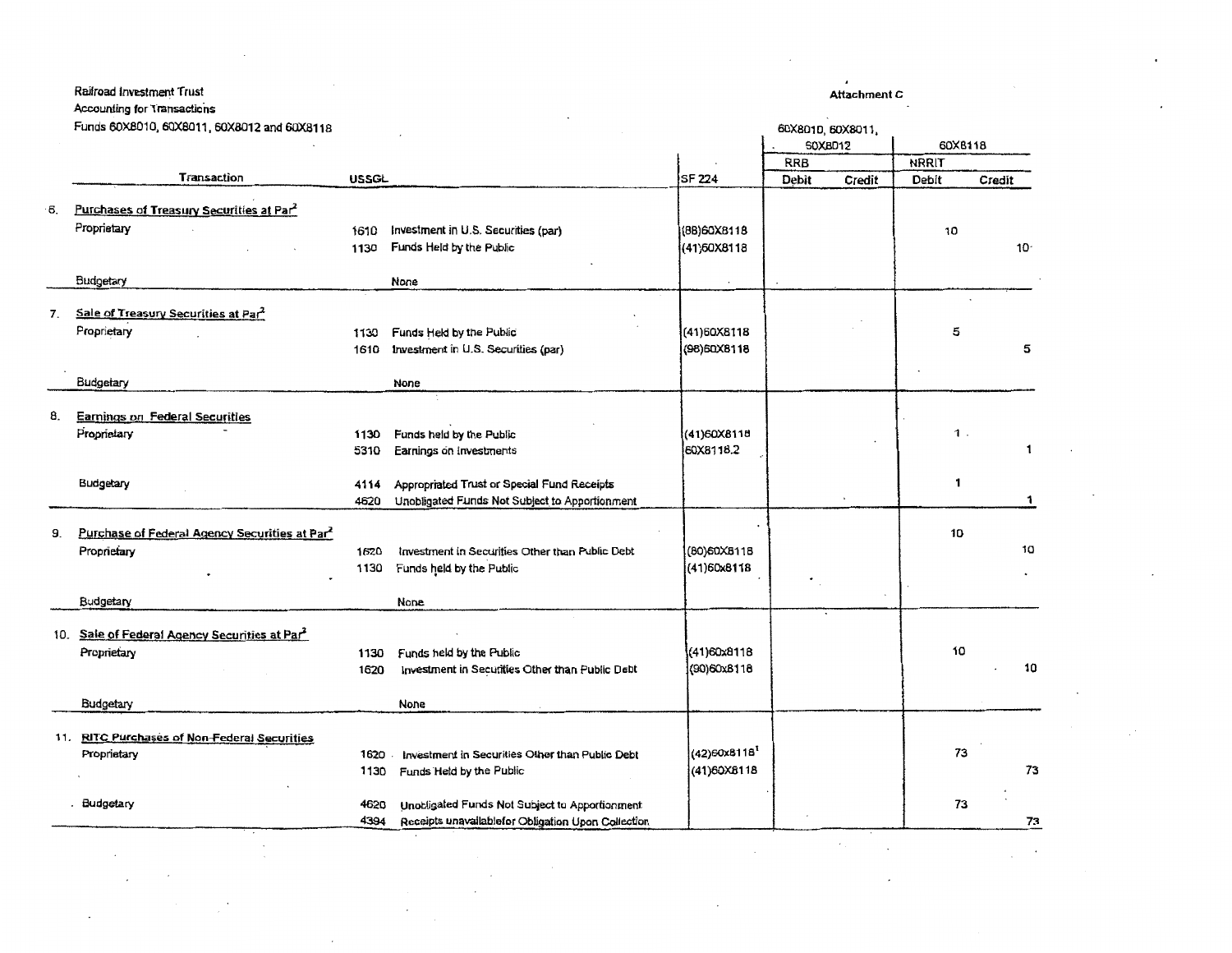Railroad Investment Trust
Accounting for Transactions
Funds 60X8010, 60X8011, 60X8012 and 60X8118

**Attachment C**

| | Transaction | USSGL | | SF 224 | 60X8010, 60X8011, 60X8012 RRB Debit | RRB Credit | 60X8118 NRRIT Debit | NRRIT Credit |
|---|---|---|---|---|---|---|---|---|
| 6. | Purchases of Treasury Securities at Par[2] | | | | | | | |
| | Proprietary | 1610 | Investment in U.S. Securities (par) | (88)60X8118 | | | 10 | |
| | | 1130 | Funds Held by the Public | (41)60X8118 | | | | 10 |
| | Budgetary | | None | | | | | |
| 7. | Sale of Treasury Securities at Par[2] | | | | | | | |
| | Proprietary | 1130 | Funds Held by the Public | (41)60X8118 | | | 5 | |
| | | 1610 | Investment in U.S. Securities (par) | (98)60X8118 | | | | 5 |
| | Budgetary | | None | | | | | |
| 8. | Earnings on Federal Securities | | | | | | | |
| | Proprietary | 1130 | Funds held by the Public | (41)60X8118 | | | 1 | |
| | | 5310 | Earnings on Investments | 60X8118.2 | | | | 1 |
| | Budgetary | 4114 | Appropriated Trust or Special Fund Receipts | | | | 1 | |
| | | 4620 | Unobligated Funds Not Subject to Apportionment | | | | | 1 |
| 9. | Purchase of Federal Agency Securities at Par[2] | | | | | | 10 | |
| | Proprietary | 1620 | Investment in Securities Other than Public Debt | (80)60X8118 | | | | 10 |
| | | 1130 | Funds held by the Public | (41)60x8118 | | | | |
| | Budgetary | | None | | | | | |
| 10. | Sale of Federal Agency Securities at Par[2] | | | | | | | |
| | Proprietary | 1130 | Funds held by the Public | (41)60x8118 | | | 10 | |
| | | 1620 | Investment in Securities Other than Public Debt | (90)60x8118 | | | | 10 |
| | Budgetary | | None | | | | | |
| 11. | RITC Purchases of Non-Federal Securities | | | | | | | |
| | Proprietary | 1620 | Investment in Securities Other than Public Debt | (42)60x8118[1] | | | 73 | |
| | | 1130 | Funds Held by the Public | (41)60X8118 | | | | 73 |
| | Budgetary | 4620 | Unobligated Funds Not Subject to Apportionment | | | | 73 | |
| | | 4394 | Receipts unavailablefor Obligation Upon Collection | | | | | 73 |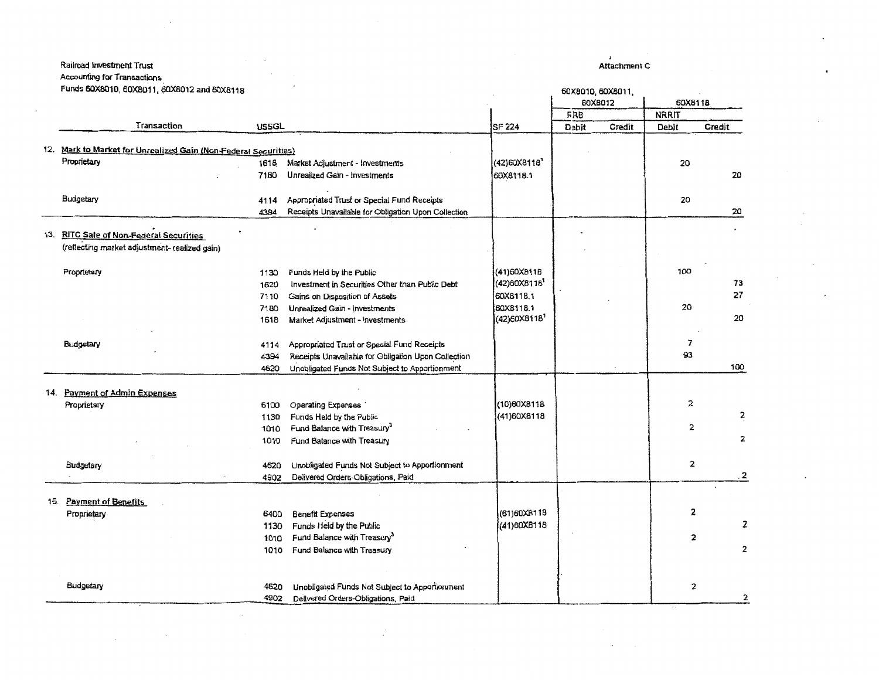Railroad Investment Trust
Accounting for Transactions
Funds 60X8010, 60X8011, 60X8012 and 60X8118

Attachment C

| Transaction | USSGL | | SF 224 | 60X8010, 60X8011, 60X8012 RRB Debit | 60X8010, 60X8011, 60X8012 RRB Credit | 60X8118 NRRIT Debit | 60X8118 NRRIT Credit |
|---|---|---|---|---|---|---|---|
| **12. Mark to Market for Unrealized Gain (Non-Federal Securities)** | | | | | | | |
| Proprietary | 1618 | Market Adjustment - Investments | (42)60X8118[1] | | | 20 | |
| | 7180 | Unrealized Gain - Investments | 60X8118.1 | | | | 20 |
| Budgetary | 4114 | Appropriated Trust or Special Fund Receipts | | | | 20 | |
| | 4394 | Receipts Unavailable for Obligation Upon Collection | | | | | 20 |
| **13. RITC Sale of Non-Federal Securities** (reflecting market adjustment- realized gain) | | | | | | | |
| Proprietary | 1130 | Funds Held by the Public | (41)60X8118 | | | 100 | |
| | 1620 | Investment in Securities Other than Public Debt | (42)60X8118[1] | | | | 73 |
| | 7110 | Gains on Disposition of Assets | 60X8118.1 | | | | 27 |
| | 7180 | Unrealized Gain - Investments | 60X8118.1 | | | 20 | |
| | 1618 | Market Adjustment - Investments | (42)60X8118[1] | | | | 20 |
| Budgetary | 4114 | Appropriated Trust or Special Fund Receipts | | | | 7 | |
| | 4394 | Receipts Unavailable for Obligation Upon Collection | | | | 93 | |
| | 4620 | Unobligated Funds Not Subject to Apportionment | | | | | 100 |
| **14. Payment of Admin Expenses** | | | | | | | |
| Proprietary | 6100 | Operating Expenses | (10)60X8118 | | | 2 | |
| | 1130 | Funds Held by the Public | (41)60X8118 | | | | 2 |
| | 1010 | Fund Balance with Treasury[3] | | | | 2 | |
| | 1010 | Fund Balance with Treasury | | | | | 2 |
| Budgetary | 4620 | Unobligated Funds Not Subject to Apportionment | | | | 2 | |
| | 4902 | Delivered Orders-Obligations, Paid | | | | | 2 |
| **15. Payment of Benefits** | | | | | | | |
| Proprietary | 6400 | Benefit Expenses | (61)60X8118 | | | 2 | |
| | 1130 | Funds Held by the Public | (41)60X8118 | | | | 2 |
| | 1010 | Fund Balance with Treasury[3] | | | | 2 | |
| | 1010 | Fund Balance with Treasury | | | | | 2 |
| Budgetary | 4620 | Unobligated Funds Not Subject to Apportionment | | | | 2 | |
| | 4902 | Delivered Orders-Obligations, Paid | | | | | 2 |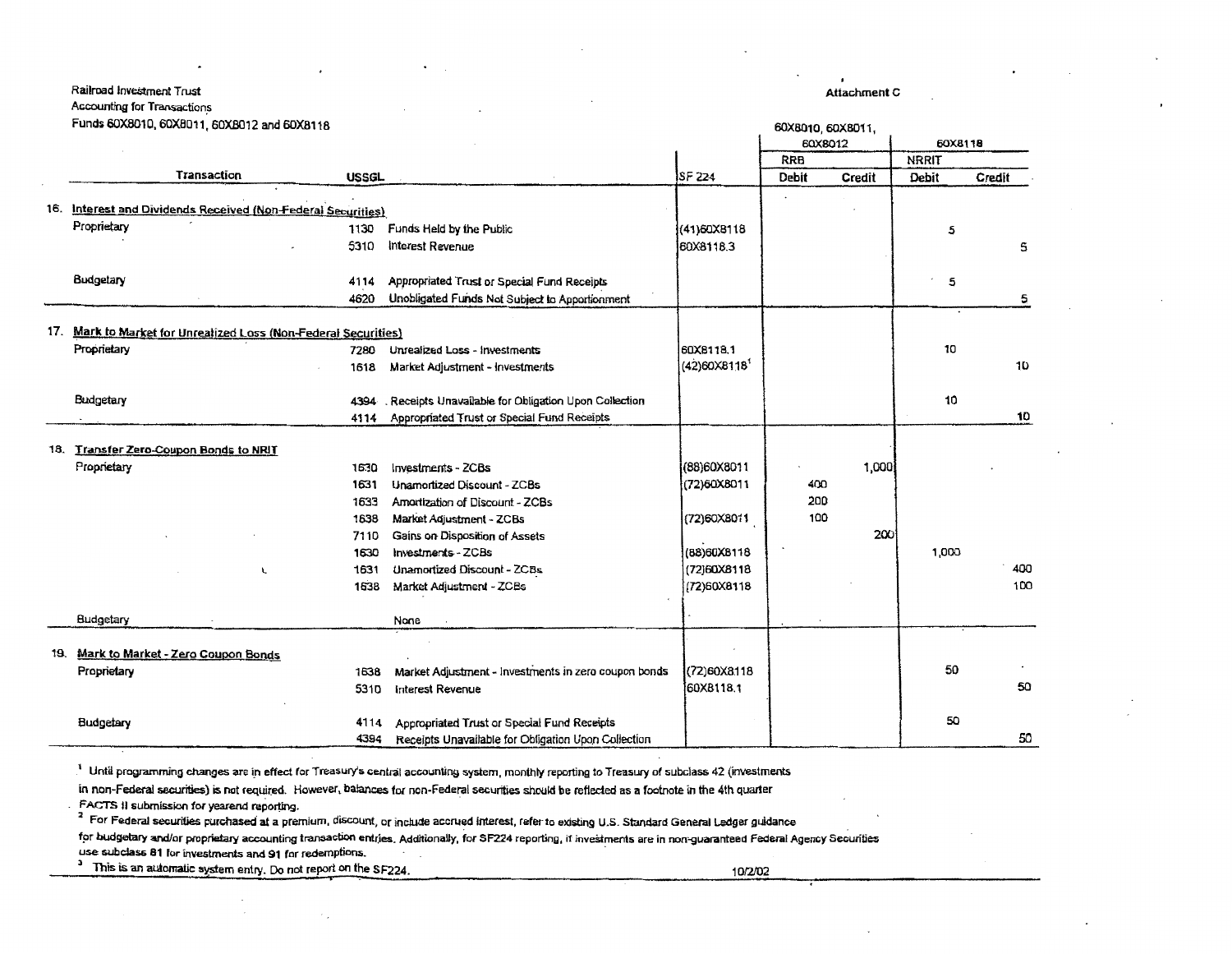Railroad Investment Trust
Accounting for Transactions
Funds 60X8010, 60X8011, 60X8012 and 60X8118

**Attachment C**

| Transaction | USSGL | | SF 224 | 60X8010, 60X8011, 60X8012 | | 60X8118 | |
|---|---|---|---|---|---|---|---|
| | | | | RRB | | NRRIT | |
| | | | | Debit | Credit | Debit | Credit |
| **16. Interest and Dividends Received (Non-Federal Securities)** | | | | | | | |
| Proprietary | 1130 | Funds Held by the Public | (41)60X8118 | | | 5 | |
| | 5310 | Interest Revenue | 60X8118.3 | | | | 5 |
| Budgetary | 4114 | Appropriated Trust or Special Fund Receipts | | | | 5 | |
| | 4620 | Unobligated Funds Not Subject to Apportionment | | | | | 5 |
| **17. Mark to Market for Unrealized Loss (Non-Federal Securities)** | | | | | | | |
| Proprietary | 7280 | Unrealized Loss - Investments | 60X8118.1 | | | 10 | |
| | 1618 | Market Adjustment - Investments | (42)60X8118[1] | | | | 10 |
| Budgetary | 4394 | Receipts Unavailable for Obligation Upon Collection | | | | 10 | |
| | 4114 | Appropriated Trust or Special Fund Receipts | | | | | 10 |
| **18. Transfer Zero-Coupon Bonds to NRIT** | | | | | | | |
| Proprietary | 1630 | Investments - ZCBs | (88)60X8011 | | 1,000 | | |
| | 1631 | Unamortized Discount - ZCBs | (72)60X8011 | 400 | | | |
| | 1633 | Amortization of Discount - ZCBs | | 200 | | | |
| | 1638 | Market Adjustment - ZCBs | (72)60X8011 | 100 | | | |
| | 7110 | Gains on Disposition of Assets | | | 200 | | |
| | 1630 | Investments - ZCBs | (88)60X8118 | | | 1,000 | |
| | 1631 | Unamortized Discount - ZCBs | (72)60X8118 | | | | 400 |
| | 1638 | Market Adjustment - ZCBs | (72)60X8118 | | | | 100 |
| Budgetary | | None | | | | | |
| **19. Mark to Market - Zero Coupon Bonds** | | | | | | | |
| Proprietary | 1638 | Market Adjustment - Investments in zero coupon bonds | (72)60X8118 | | | 50 | |
| | 5310 | Interest Revenue | 60X8118.1 | | | | 50 |
| Budgetary | 4114 | Appropriated Trust or Special Fund Receipts | | | | 50 | |
| | 4394 | Receipts Unavailable for Obligation Upon Collection | | | | | 50 |

[1] Until programming changes are in effect for Treasury's central accounting system, monthly reporting to Treasury of subclass 42 (investments in non-Federal securities) is not required. However, balances for non-Federal securities should be reflected as a footnote in the 4th quarter FACTS II submission for yearend reporting.

[2] For Federal securities purchased at a premium, discount, or include accrued interest, refer to existing U.S. Standard General Ledger guidance for budgetary and/or proprietary accounting transaction entries. Additionally, for SF224 reporting, if investments are in non-guaranteed Federal Agency Securities use subclass 81 for investments and 91 for redemptions.

[3] This is an automatic system entry. Do not report on the SF224.

10/2/02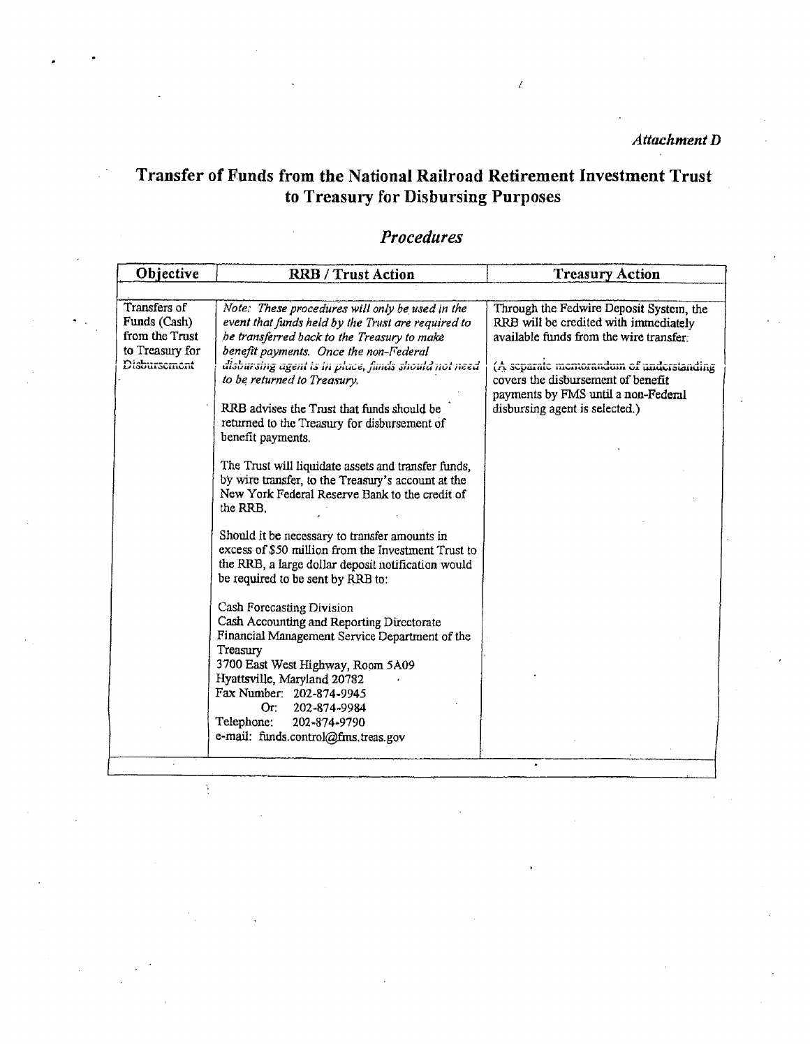*Attachment D*

# Transfer of Funds from the National Railroad Retirement Investment Trust to Treasury for Disbursing Purposes

## *Procedures*

| Objective | RRB / Trust Action | Treasury Action |
|---|---|---|
| Transfers of Funds (Cash) from the Trust to Treasury for Disbursement | *Note: These procedures will only be used in the event that funds held by the Trust are required to be transferred back to the Treasury to make benefit payments. Once the non-Federal disbursing agent is in place, funds should not need to be returned to Treasury.*<br><br>RRB advises the Trust that funds should be returned to the Treasury for disbursement of benefit payments.<br><br>The Trust will liquidate assets and transfer funds, by wire transfer, to the Treasury's account at the New York Federal Reserve Bank to the credit of the RRB.<br><br>Should it be necessary to transfer amounts in excess of $50 million from the Investment Trust to the RRB, a large dollar deposit notification would be required to be sent by RRB to:<br><br>Cash Forecasting Division<br>Cash Accounting and Reporting Directorate<br>Financial Management Service Department of the Treasury<br>3700 East West Highway, Room 5A09<br>Hyattsville, Maryland 20782<br>Fax Number: 202-874-9945<br>Or: 202-874-9984<br>Telephone: 202-874-9790<br>e-mail: funds.control@fms.treas.gov | Through the Fedwire Deposit System, the RRB will be credited with immediately available funds from the wire transfer.<br><br>(A separate memorandum of understanding covers the disbursement of benefit payments by FMS until a non-Federal disbursing agent is selected.) |